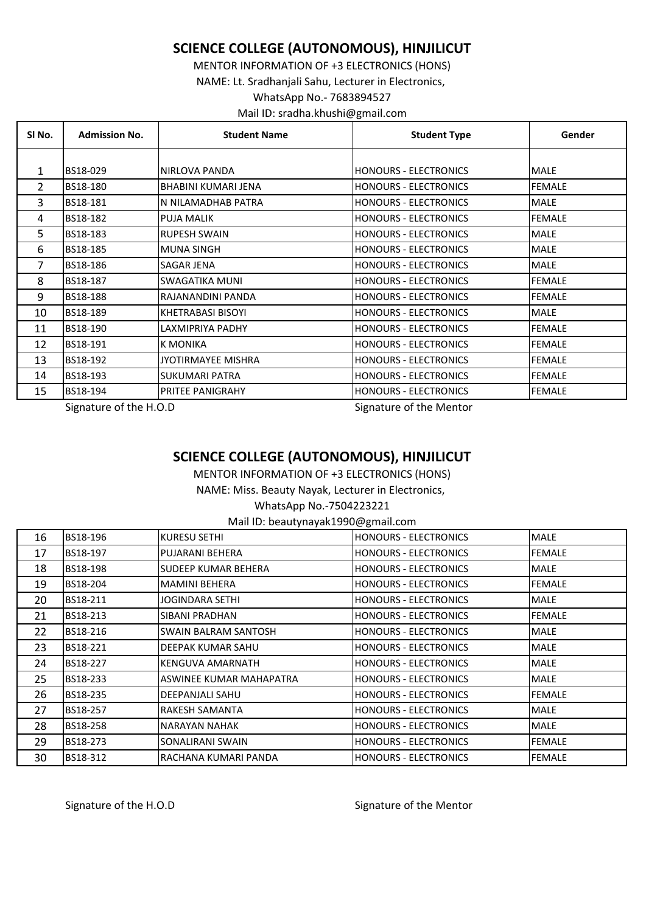## SCIENCE COLLEGE (AUTONOMOUS), HINJILICUT

MENTOR INFORMATION OF +3 ELECTRONICS (HONS)

NAME: Lt. Sradhanjali Sahu, Lecturer in Electronics,

WhatsApp No.- 7683894527

Mail ID: sradha.khushi@gmail.com

| Sl No. | Admission No. | Student Name | Student Type | Gender |
|---|---|---|---|---|
| 1 | BS18-029 | NIRLOVA PANDA | HONOURS - ELECTRONICS | MALE |
| 2 | BS18-180 | BHABINI KUMARI JENA | HONOURS - ELECTRONICS | FEMALE |
| 3 | BS18-181 | N NILAMADHAB PATRA | HONOURS - ELECTRONICS | MALE |
| 4 | BS18-182 | PUJA MALIK | HONOURS - ELECTRONICS | FEMALE |
| 5 | BS18-183 | RUPESH SWAIN | HONOURS - ELECTRONICS | MALE |
| 6 | BS18-185 | MUNA SINGH | HONOURS - ELECTRONICS | MALE |
| 7 | BS18-186 | SAGAR JENA | HONOURS - ELECTRONICS | MALE |
| 8 | BS18-187 | SWAGATIKA MUNI | HONOURS - ELECTRONICS | FEMALE |
| 9 | BS18-188 | RAJANANDINI PANDA | HONOURS - ELECTRONICS | FEMALE |
| 10 | BS18-189 | KHETRABASI BISOYI | HONOURS - ELECTRONICS | MALE |
| 11 | BS18-190 | LAXMIPRIYA PADHY | HONOURS - ELECTRONICS | FEMALE |
| 12 | BS18-191 | K MONIKA | HONOURS - ELECTRONICS | FEMALE |
| 13 | BS18-192 | JYOTIRMAYEE MISHRA | HONOURS - ELECTRONICS | FEMALE |
| 14 | BS18-193 | SUKUMARI PATRA | HONOURS - ELECTRONICS | FEMALE |
| 15 | BS18-194 | PRITEE PANIGRAHY | HONOURS - ELECTRONICS | FEMALE |

Signature of the H.O.D Signature of the Mentor

## SCIENCE COLLEGE (AUTONOMOUS), HINJILICUT

MENTOR INFORMATION OF +3 ELECTRONICS (HONS)

NAME: Miss. Beauty Nayak, Lecturer in Electronics,

WhatsApp No.-7504223221

Mail ID: beautynayak1990@gmail.com

| Sl No. | Admission No. | Student Name | Student Type | Gender |
|---|---|---|---|---|
| 16 | BS18-196 | KURESU SETHI | HONOURS - ELECTRONICS | MALE |
| 17 | BS18-197 | PUJARANI BEHERA | HONOURS - ELECTRONICS | FEMALE |
| 18 | BS18-198 | SUDEEP KUMAR BEHERA | HONOURS - ELECTRONICS | MALE |
| 19 | BS18-204 | MAMINI BEHERA | HONOURS - ELECTRONICS | FEMALE |
| 20 | BS18-211 | JOGINDARA SETHI | HONOURS - ELECTRONICS | MALE |
| 21 | BS18-213 | SIBANI PRADHAN | HONOURS - ELECTRONICS | FEMALE |
| 22 | BS18-216 | SWAIN BALRAM SANTOSH | HONOURS - ELECTRONICS | MALE |
| 23 | BS18-221 | DEEPAK KUMAR SAHU | HONOURS - ELECTRONICS | MALE |
| 24 | BS18-227 | KENGUVA AMARNATH | HONOURS - ELECTRONICS | MALE |
| 25 | BS18-233 | ASWINEE KUMAR MAHAPATRA | HONOURS - ELECTRONICS | MALE |
| 26 | BS18-235 | DEEPANJALI SAHU | HONOURS - ELECTRONICS | FEMALE |
| 27 | BS18-257 | RAKESH SAMANTA | HONOURS - ELECTRONICS | MALE |
| 28 | BS18-258 | NARAYAN NAHAK | HONOURS - ELECTRONICS | MALE |
| 29 | BS18-273 | SONALIRANI SWAIN | HONOURS - ELECTRONICS | FEMALE |
| 30 | BS18-312 | RACHANA KUMARI PANDA | HONOURS - ELECTRONICS | FEMALE |

Signature of the H.O.D Signature of the Mentor